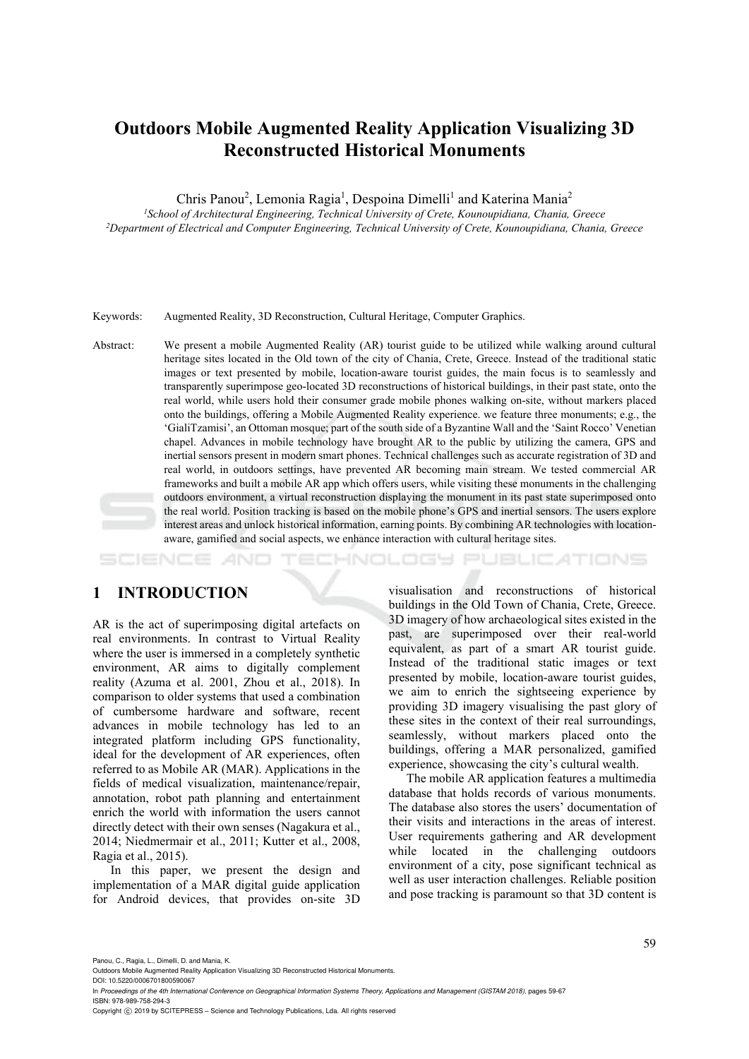# Outdoors Mobile Augmented Reality Application Visualizing 3D Reconstructed Historical Monuments

Chris Panou[2], Lemonia Ragia[1], Despoina Dimelli[1] and Katerina Mania[2]

[1]*School of Architectural Engineering, Technical University of Crete, Kounoupidiana, Chania, Greece*
[2]*Department of Electrical and Computer Engineering, Technical University of Crete, Kounoupidiana, Chania, Greece*

Keywords: Augmented Reality, 3D Reconstruction, Cultural Heritage, Computer Graphics.

Abstract: We present a mobile Augmented Reality (AR) tourist guide to be utilized while walking around cultural heritage sites located in the Old town of the city of Chania, Crete, Greece. Instead of the traditional static images or text presented by mobile, location-aware tourist guides, the main focus is to seamlessly and transparently superimpose geo-located 3D reconstructions of historical buildings, in their past state, onto the real world, while users hold their consumer grade mobile phones walking on-site, without markers placed onto the buildings, offering a Mobile Augmented Reality experience. we feature three monuments; e.g., the 'GialiTzamisi', an Ottoman mosque; part of the south side of a Byzantine Wall and the 'Saint Rocco' Venetian chapel. Advances in mobile technology have brought AR to the public by utilizing the camera, GPS and inertial sensors present in modern smart phones. Technical challenges such as accurate registration of 3D and real world, in outdoors settings, have prevented AR becoming main stream. We tested commercial AR frameworks and built a mobile AR app which offers users, while visiting these monuments in the challenging outdoors environment, a virtual reconstruction displaying the monument in its past state superimposed onto the real world. Position tracking is based on the mobile phone's GPS and inertial sensors. The users explore interest areas and unlock historical information, earning points. By combining AR technologies with location-aware, gamified and social aspects, we enhance interaction with cultural heritage sites.

## 1 INTRODUCTION

AR is the act of superimposing digital artefacts on real environments. In contrast to Virtual Reality where the user is immersed in a completely synthetic environment, AR aims to digitally complement reality (Azuma et al. 2001, Zhou et al., 2018). In comparison to older systems that used a combination of cumbersome hardware and software, recent advances in mobile technology has led to an integrated platform including GPS functionality, ideal for the development of AR experiences, often referred to as Mobile AR (MAR). Applications in the fields of medical visualization, maintenance/repair, annotation, robot path planning and entertainment enrich the world with information the users cannot directly detect with their own senses (Nagakura et al., 2014; Niedmermair et al., 2011; Kutter et al., 2008, Ragia et al., 2015).

In this paper, we present the design and implementation of a MAR digital guide application for Android devices, that provides on-site 3D visualisation and reconstructions of historical buildings in the Old Town of Chania, Crete, Greece. 3D imagery of how archaeological sites existed in the past, are superimposed over their real-world equivalent, as part of a smart AR tourist guide. Instead of the traditional static images or text presented by mobile, location-aware tourist guides, we aim to enrich the sightseeing experience by providing 3D imagery visualising the past glory of these sites in the context of their real surroundings, seamlessly, without markers placed onto the buildings, offering a MAR personalized, gamified experience, showcasing the city's cultural wealth.

The mobile AR application features a multimedia database that holds records of various monuments. The database also stores the users' documentation of their visits and interactions in the areas of interest. User requirements gathering and AR development while located in the challenging outdoors environment of a city, pose significant technical as well as user interaction challenges. Reliable position and pose tracking is paramount so that 3D content is

Panou, C., Ragia, L., Dimelli, D. and Mania, K.
Outdoors Mobile Augmented Reality Application Visualizing 3D Reconstructed Historical Monuments.
DOI: 10.5220/0006701800590067
In *Proceedings of the 4th International Conference on Geographical Information Systems Theory, Applications and Management (GISTAM 2018)*, pages 59-67
ISBN: 978-989-758-294-3
Copyright © 2019 by SCITEPRESS – Science and Technology Publications, Lda. All rights reserved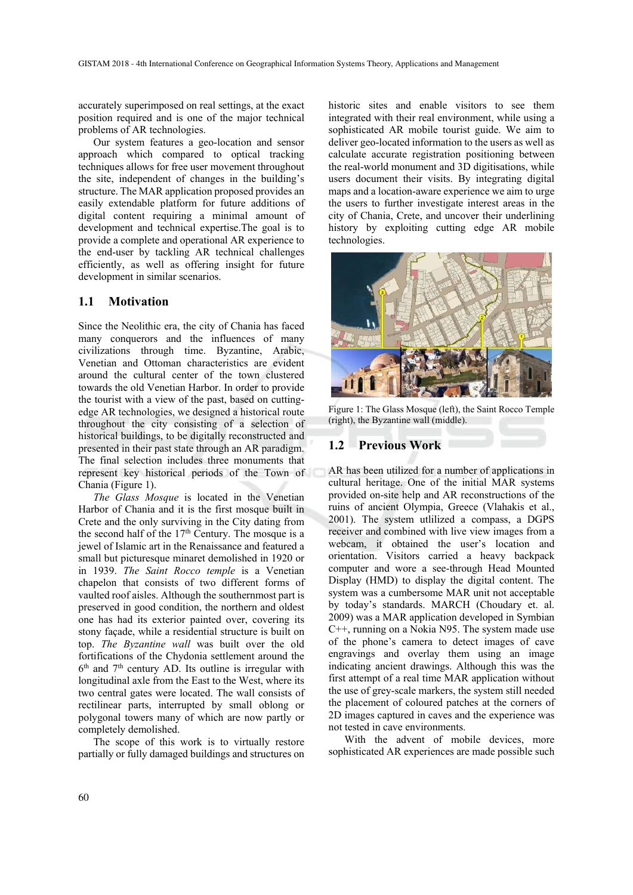accurately superimposed on real settings, at the exact position required and is one of the major technical problems of AR technologies.

Our system features a geo-location and sensor approach which compared to optical tracking techniques allows for free user movement throughout the site, independent of changes in the building's structure. The MAR application proposed provides an easily extendable platform for future additions of digital content requiring a minimal amount of development and technical expertise.The goal is to provide a complete and operational AR experience to the end-user by tackling AR technical challenges efficiently, as well as offering insight for future development in similar scenarios.

## 1.1 Motivation

Since the Neolithic era, the city of Chania has faced many conquerors and the influences of many civilizations through time. Byzantine, Arabic, Venetian and Ottoman characteristics are evident around the cultural center of the town clustered towards the old Venetian Harbor. In order to provide the tourist with a view of the past, based on cutting-edge AR technologies, we designed a historical route throughout the city consisting of a selection of historical buildings, to be digitally reconstructed and presented in their past state through an AR paradigm. The final selection includes three monuments that represent key historical periods of the Town of Chania (Figure 1).

*The Glass Mosque* is located in the Venetian Harbor of Chania and it is the first mosque built in Crete and the only surviving in the City dating from the second half of the 17th Century. The mosque is a jewel of Islamic art in the Renaissance and featured a small but picturesque minaret demolished in 1920 or in 1939. *The Saint Rocco temple* is a Venetian chapelon that consists of two different forms of vaulted roof aisles. Although the southernmost part is preserved in good condition, the northern and oldest one has had its exterior painted over, covering its stony façade, while a residential structure is built on top. *The Byzantine wall* was built over the old fortifications of the Chydonia settlement around the 6th and 7th century AD. Its outline is irregular with longitudinal axle from the East to the West, where its two central gates were located. The wall consists of rectilinear parts, interrupted by small oblong or polygonal towers many of which are now partly or completely demolished.

The scope of this work is to virtually restore partially or fully damaged buildings and structures on historic sites and enable visitors to see them integrated with their real environment, while using a sophisticated AR mobile tourist guide. We aim to deliver geo-located information to the users as well as calculate accurate registration positioning between the real-world monument and 3D digitisations, while users document their visits. By integrating digital maps and a location-aware experience we aim to urge the users to further investigate interest areas in the city of Chania, Crete, and uncover their underlining history by exploiting cutting edge AR mobile technologies.

Figure 1: The Glass Mosque (left), the Saint Rocco Temple (right), the Byzantine wall (middle).

## 1.2 Previous Work

AR has been utilized for a number of applications in cultural heritage. One of the initial MAR systems provided on-site help and AR reconstructions of the ruins of ancient Olympia, Greece (Vlahakis et al., 2001). The system utlilized a compass, a DGPS receiver and combined with live view images from a webcam, it obtained the user's location and orientation. Visitors carried a heavy backpack computer and wore a see-through Head Mounted Display (HMD) to display the digital content. The system was a cumbersome MAR unit not acceptable by today's standards. MARCH (Choudary et. al. 2009) was a MAR application developed in Symbian C++, running on a Nokia N95. The system made use of the phone's camera to detect images of cave engravings and overlay them using an image indicating ancient drawings. Although this was the first attempt of a real time MAR application without the use of grey-scale markers, the system still needed the placement of coloured patches at the corners of 2D images captured in caves and the experience was not tested in cave environments.

With the advent of mobile devices, more sophisticated AR experiences are made possible such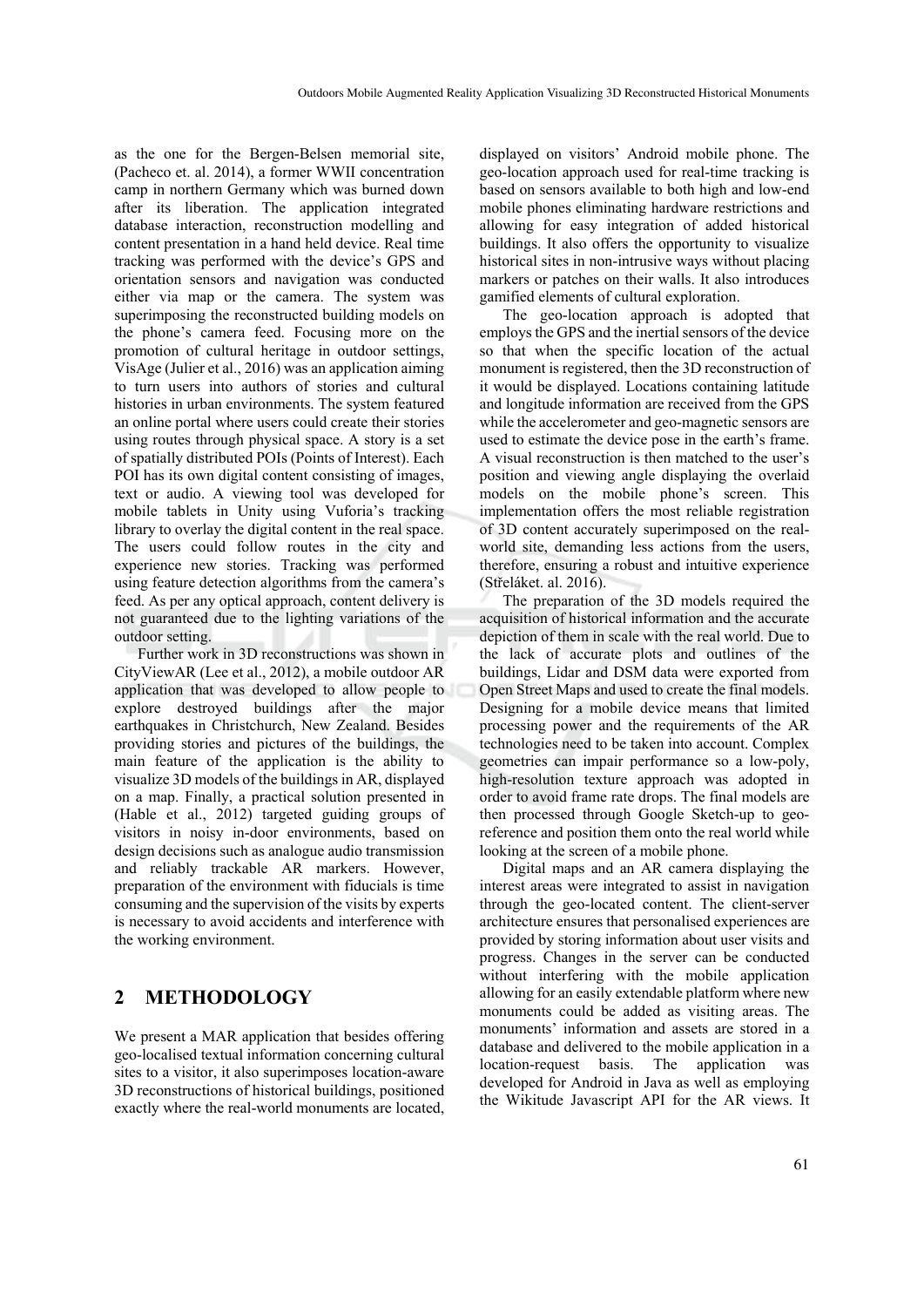as the one for the Bergen-Belsen memorial site, (Pacheco et. al. 2014), a former WWII concentration camp in northern Germany which was burned down after its liberation. The application integrated database interaction, reconstruction modelling and content presentation in a hand held device. Real time tracking was performed with the device's GPS and orientation sensors and navigation was conducted either via map or the camera. The system was superimposing the reconstructed building models on the phone's camera feed. Focusing more on the promotion of cultural heritage in outdoor settings, VisAge (Julier et al., 2016) was an application aiming to turn users into authors of stories and cultural histories in urban environments. The system featured an online portal where users could create their stories using routes through physical space. A story is a set of spatially distributed POIs (Points of Interest). Each POI has its own digital content consisting of images, text or audio. A viewing tool was developed for mobile tablets in Unity using Vuforia's tracking library to overlay the digital content in the real space. The users could follow routes in the city and experience new stories. Tracking was performed using feature detection algorithms from the camera's feed. As per any optical approach, content delivery is not guaranteed due to the lighting variations of the outdoor setting.

Further work in 3D reconstructions was shown in CityViewAR (Lee et al., 2012), a mobile outdoor AR application that was developed to allow people to explore destroyed buildings after the major earthquakes in Christchurch, New Zealand. Besides providing stories and pictures of the buildings, the main feature of the application is the ability to visualize 3D models of the buildings in AR, displayed on a map. Finally, a practical solution presented in (Hable et al., 2012) targeted guiding groups of visitors in noisy in-door environments, based on design decisions such as analogue audio transmission and reliably trackable AR markers. However, preparation of the environment with fiducials is time consuming and the supervision of the visits by experts is necessary to avoid accidents and interference with the working environment.

## 2 METHODOLOGY

We present a MAR application that besides offering geo-localised textual information concerning cultural sites to a visitor, it also superimposes location-aware 3D reconstructions of historical buildings, positioned exactly where the real-world monuments are located, displayed on visitors' Android mobile phone. The geo-location approach used for real-time tracking is based on sensors available to both high and low-end mobile phones eliminating hardware restrictions and allowing for easy integration of added historical buildings. It also offers the opportunity to visualize historical sites in non-intrusive ways without placing markers or patches on their walls. It also introduces gamified elements of cultural exploration.

The geo-location approach is adopted that employs the GPS and the inertial sensors of the device so that when the specific location of the actual monument is registered, then the 3D reconstruction of it would be displayed. Locations containing latitude and longitude information are received from the GPS while the accelerometer and geo-magnetic sensors are used to estimate the device pose in the earth's frame. A visual reconstruction is then matched to the user's position and viewing angle displaying the overlaid models on the mobile phone's screen. This implementation offers the most reliable registration of 3D content accurately superimposed on the real-world site, demanding less actions from the users, therefore, ensuring a robust and intuitive experience (Střeláket. al. 2016).

The preparation of the 3D models required the acquisition of historical information and the accurate depiction of them in scale with the real world. Due to the lack of accurate plots and outlines of the buildings, Lidar and DSM data were exported from Open Street Maps and used to create the final models. Designing for a mobile device means that limited processing power and the requirements of the AR technologies need to be taken into account. Complex geometries can impair performance so a low-poly, high-resolution texture approach was adopted in order to avoid frame rate drops. The final models are then processed through Google Sketch-up to geo-reference and position them onto the real world while looking at the screen of a mobile phone.

Digital maps and an AR camera displaying the interest areas were integrated to assist in navigation through the geo-located content. The client-server architecture ensures that personalised experiences are provided by storing information about user visits and progress. Changes in the server can be conducted without interfering with the mobile application allowing for an easily extendable platform where new monuments could be added as visiting areas. The monuments' information and assets are stored in a database and delivered to the mobile application in a location-request basis. The application was developed for Android in Java as well as employing the Wikitude Javascript API for the AR views. It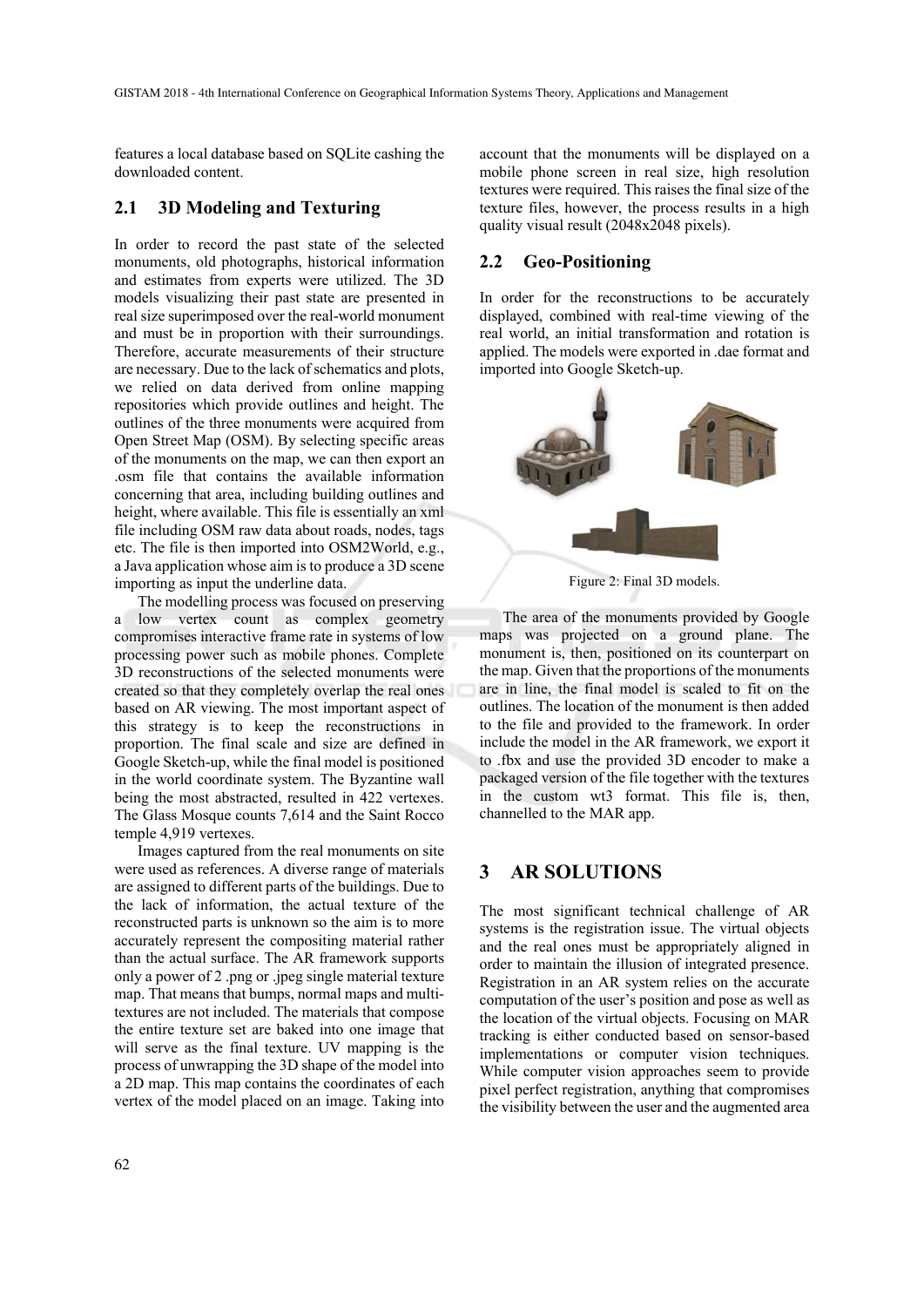features a local database based on SQLite cashing the downloaded content.

## 2.1 3D Modeling and Texturing

In order to record the past state of the selected monuments, old photographs, historical information and estimates from experts were utilized. The 3D models visualizing their past state are presented in real size superimposed over the real-world monument and must be in proportion with their surroundings. Therefore, accurate measurements of their structure are necessary. Due to the lack of schematics and plots, we relied on data derived from online mapping repositories which provide outlines and height. The outlines of the three monuments were acquired from Open Street Map (OSM). By selecting specific areas of the monuments on the map, we can then export an .osm file that contains the available information concerning that area, including building outlines and height, where available. This file is essentially an xml file including OSM raw data about roads, nodes, tags etc. The file is then imported into OSM2World, e.g., a Java application whose aim is to produce a 3D scene importing as input the underline data.

The modelling process was focused on preserving a low vertex count as complex geometry compromises interactive frame rate in systems of low processing power such as mobile phones. Complete 3D reconstructions of the selected monuments were created so that they completely overlap the real ones based on AR viewing. The most important aspect of this strategy is to keep the reconstructions in proportion. The final scale and size are defined in Google Sketch-up, while the final model is positioned in the world coordinate system. The Byzantine wall being the most abstracted, resulted in 422 vertexes. The Glass Mosque counts 7,614 and the Saint Rocco temple 4,919 vertexes.

Images captured from the real monuments on site were used as references. A diverse range of materials are assigned to different parts of the buildings. Due to the lack of information, the actual texture of the reconstructed parts is unknown so the aim is to more accurately represent the compositing material rather than the actual surface. The AR framework supports only a power of 2 .png or .jpeg single material texture map. That means that bumps, normal maps and multi-textures are not included. The materials that compose the entire texture set are baked into one image that will serve as the final texture. UV mapping is the process of unwrapping the 3D shape of the model into a 2D map. This map contains the coordinates of each vertex of the model placed on an image. Taking into account that the monuments will be displayed on a mobile phone screen in real size, high resolution textures were required. This raises the final size of the texture files, however, the process results in a high quality visual result (2048x2048 pixels).

## 2.2 Geo-Positioning

In order for the reconstructions to be accurately displayed, combined with real-time viewing of the real world, an initial transformation and rotation is applied. The models were exported in .dae format and imported into Google Sketch-up.

Figure 2: Final 3D models.

The area of the monuments provided by Google maps was projected on a ground plane. The monument is, then, positioned on its counterpart on the map. Given that the proportions of the monuments are in line, the final model is scaled to fit on the outlines. The location of the monument is then added to the file and provided to the framework. In order include the model in the AR framework, we export it to .fbx and use the provided 3D encoder to make a packaged version of the file together with the textures in the custom wt3 format. This file is, then, channelled to the MAR app.

# 3 AR SOLUTIONS

The most significant technical challenge of AR systems is the registration issue. The virtual objects and the real ones must be appropriately aligned in order to maintain the illusion of integrated presence. Registration in an AR system relies on the accurate computation of the user's position and pose as well as the location of the virtual objects. Focusing on MAR tracking is either conducted based on sensor-based implementations or computer vision techniques. While computer vision approaches seem to provide pixel perfect registration, anything that compromises the visibility between the user and the augmented area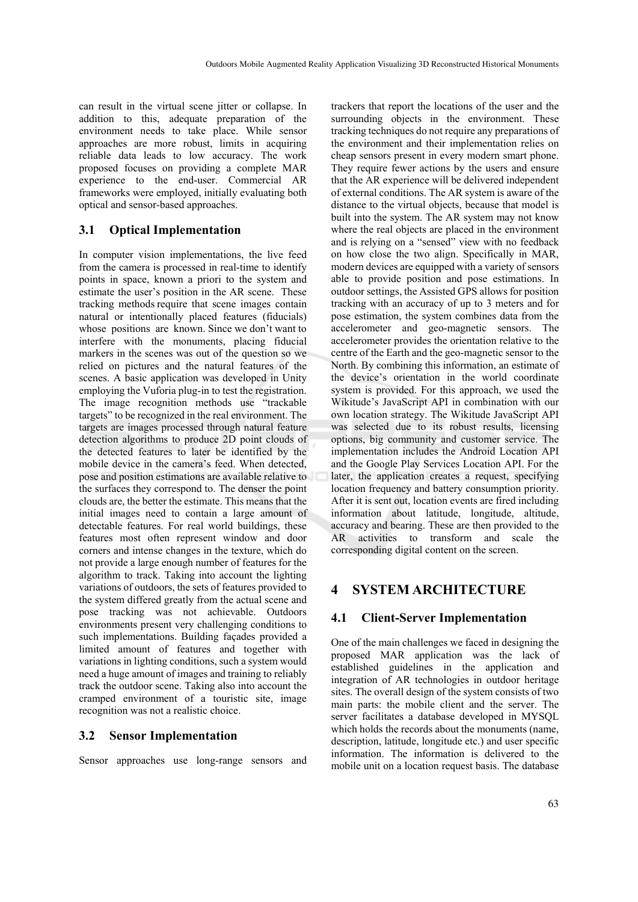can result in the virtual scene jitter or collapse. In addition to this, adequate preparation of the environment needs to take place. While sensor approaches are more robust, limits in acquiring reliable data leads to low accuracy. The work proposed focuses on providing a complete MAR experience to the end-user. Commercial AR frameworks were employed, initially evaluating both optical and sensor-based approaches.

### 3.1 Optical Implementation

In computer vision implementations, the live feed from the camera is processed in real-time to identify points in space, known a priori to the system and estimate the user's position in the AR scene. These tracking methods require that scene images contain natural or intentionally placed features (fiducials) whose positions are known. Since we don't want to interfere with the monuments, placing fiducial markers in the scenes was out of the question so we relied on pictures and the natural features of the scenes. A basic application was developed in Unity employing the Vuforia plug-in to test the registration. The image recognition methods use "trackable targets" to be recognized in the real environment. The targets are images processed through natural feature detection algorithms to produce 2D point clouds of the detected features to later be identified by the mobile device in the camera's feed. When detected, pose and position estimations are available relative to the surfaces they correspond to. The denser the point clouds are, the better the estimate. This means that the initial images need to contain a large amount of detectable features. For real world buildings, these features most often represent window and door corners and intense changes in the texture, which do not provide a large enough number of features for the algorithm to track. Taking into account the lighting variations of outdoors, the sets of features provided to the system differed greatly from the actual scene and pose tracking was not achievable. Outdoors environments present very challenging conditions to such implementations. Building façades provided a limited amount of features and together with variations in lighting conditions, such a system would need a huge amount of images and training to reliably track the outdoor scene. Taking also into account the cramped environment of a touristic site, image recognition was not a realistic choice.

### 3.2 Sensor Implementation

Sensor approaches use long-range sensors and trackers that report the locations of the user and the surrounding objects in the environment. These tracking techniques do not require any preparations of the environment and their implementation relies on cheap sensors present in every modern smart phone. They require fewer actions by the users and ensure that the AR experience will be delivered independent of external conditions. The AR system is aware of the distance to the virtual objects, because that model is built into the system. The AR system may not know where the real objects are placed in the environment and is relying on a "sensed" view with no feedback on how close the two align. Specifically in MAR, modern devices are equipped with a variety of sensors able to provide position and pose estimations. In outdoor settings, the Assisted GPS allows for position tracking with an accuracy of up to 3 meters and for pose estimation, the system combines data from the accelerometer and geo-magnetic sensors. The accelerometer provides the orientation relative to the centre of the Earth and the geo-magnetic sensor to the North. By combining this information, an estimate of the device's orientation in the world coordinate system is provided. For this approach, we used the Wikitude's JavaScript API in combination with our own location strategy. The Wikitude JavaScript API was selected due to its robust results, licensing options, big community and customer service. The implementation includes the Android Location API and the Google Play Services Location API. For the later, the application creates a request, specifying location frequency and battery consumption priority. After it is sent out, location events are fired including information about latitude, longitude, altitude, accuracy and bearing. These are then provided to the AR activities to transform and scale the corresponding digital content on the screen.

## 4 SYSTEM ARCHITECTURE

### 4.1 Client-Server Implementation

One of the main challenges we faced in designing the proposed MAR application was the lack of established guidelines in the application and integration of AR technologies in outdoor heritage sites. The overall design of the system consists of two main parts: the mobile client and the server. The server facilitates a database developed in MYSQL which holds the records about the monuments (name, description, latitude, longitude etc.) and user specific information. The information is delivered to the mobile unit on a location request basis. The database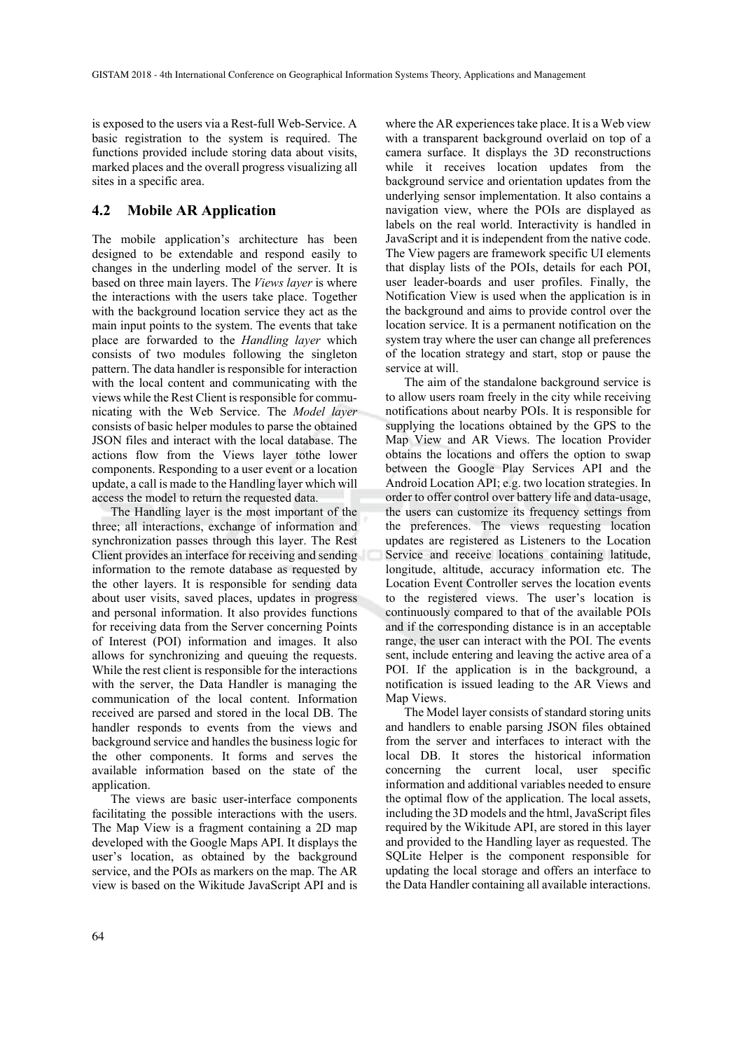is exposed to the users via a Rest-full Web-Service. A basic registration to the system is required. The functions provided include storing data about visits, marked places and the overall progress visualizing all sites in a specific area.

### 4.2 Mobile AR Application

The mobile application's architecture has been designed to be extendable and respond easily to changes in the underling model of the server. It is based on three main layers. The *Views layer* is where the interactions with the users take place. Together with the background location service they act as the main input points to the system. The events that take place are forwarded to the *Handling layer* which consists of two modules following the singleton pattern. The data handler is responsible for interaction with the local content and communicating with the views while the Rest Client is responsible for communicating with the Web Service. The *Model layer* consists of basic helper modules to parse the obtained JSON files and interact with the local database. The actions flow from the Views layer tothe lower components. Responding to a user event or a location update, a call is made to the Handling layer which will access the model to return the requested data.

The Handling layer is the most important of the three; all interactions, exchange of information and synchronization passes through this layer. The Rest Client provides an interface for receiving and sending information to the remote database as requested by the other layers. It is responsible for sending data about user visits, saved places, updates in progress and personal information. It also provides functions for receiving data from the Server concerning Points of Interest (POI) information and images. It also allows for synchronizing and queuing the requests. While the rest client is responsible for the interactions with the server, the Data Handler is managing the communication of the local content. Information received are parsed and stored in the local DB. The handler responds to events from the views and background service and handles the business logic for the other components. It forms and serves the available information based on the state of the application.

The views are basic user-interface components facilitating the possible interactions with the users. The Map View is a fragment containing a 2D map developed with the Google Maps API. It displays the user's location, as obtained by the background service, and the POIs as markers on the map. The AR view is based on the Wikitude JavaScript API and is where the AR experiences take place. It is a Web view with a transparent background overlaid on top of a camera surface. It displays the 3D reconstructions while it receives location updates from the background service and orientation updates from the underlying sensor implementation. It also contains a navigation view, where the POIs are displayed as labels on the real world. Interactivity is handled in JavaScript and it is independent from the native code. The View pagers are framework specific UI elements that display lists of the POIs, details for each POI, user leader-boards and user profiles. Finally, the Notification View is used when the application is in the background and aims to provide control over the location service. It is a permanent notification on the system tray where the user can change all preferences of the location strategy and start, stop or pause the service at will.

The aim of the standalone background service is to allow users roam freely in the city while receiving notifications about nearby POIs. It is responsible for supplying the locations obtained by the GPS to the Map View and AR Views. The location Provider obtains the locations and offers the option to swap between the Google Play Services API and the Android Location API; e.g. two location strategies. In order to offer control over battery life and data-usage, the users can customize its frequency settings from the preferences. The views requesting location updates are registered as Listeners to the Location Service and receive locations containing latitude, longitude, altitude, accuracy information etc. The Location Event Controller serves the location events to the registered views. The user's location is continuously compared to that of the available POIs and if the corresponding distance is in an acceptable range, the user can interact with the POI. The events sent, include entering and leaving the active area of a POI. If the application is in the background, a notification is issued leading to the AR Views and Map Views.

The Model layer consists of standard storing units and handlers to enable parsing JSON files obtained from the server and interfaces to interact with the local DB. It stores the historical information concerning the current local, user specific information and additional variables needed to ensure the optimal flow of the application. The local assets, including the 3D models and the html, JavaScript files required by the Wikitude API, are stored in this layer and provided to the Handling layer as requested. The SQLite Helper is the component responsible for updating the local storage and offers an interface to the Data Handler containing all available interactions.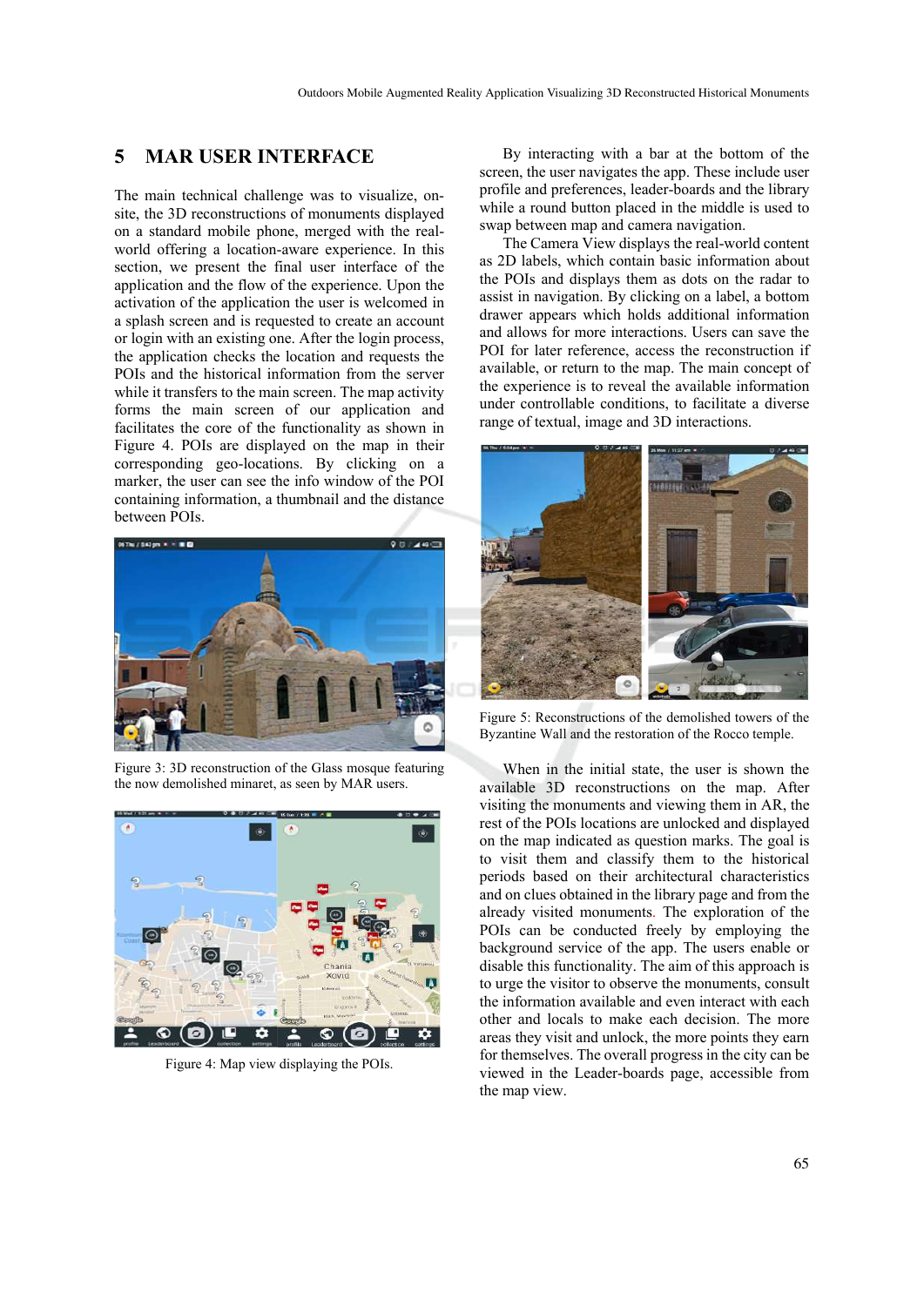## 5 MAR USER INTERFACE

The main technical challenge was to visualize, on-site, the 3D reconstructions of monuments displayed on a standard mobile phone, merged with the real-world offering a location-aware experience. In this section, we present the final user interface of the application and the flow of the experience. Upon the activation of the application the user is welcomed in a splash screen and is requested to create an account or login with an existing one. After the login process, the application checks the location and requests the POIs and the historical information from the server while it transfers to the main screen. The map activity forms the main screen of our application and facilitates the core of the functionality as shown in Figure 4. POIs are displayed on the map in their corresponding geo-locations. By clicking on a marker, the user can see the info window of the POI containing information, a thumbnail and the distance between POIs.

Figure 3: 3D reconstruction of the Glass mosque featuring the now demolished minaret, as seen by MAR users.

Figure 4: Map view displaying the POIs.

By interacting with a bar at the bottom of the screen, the user navigates the app. These include user profile and preferences, leader-boards and the library while a round button placed in the middle is used to swap between map and camera navigation.

The Camera View displays the real-world content as 2D labels, which contain basic information about the POIs and displays them as dots on the radar to assist in navigation. By clicking on a label, a bottom drawer appears which holds additional information and allows for more interactions. Users can save the POI for later reference, access the reconstruction if available, or return to the map. The main concept of the experience is to reveal the available information under controllable conditions, to facilitate a diverse range of textual, image and 3D interactions.

Figure 5: Reconstructions of the demolished towers of the Byzantine Wall and the restoration of the Rocco temple.

When in the initial state, the user is shown the available 3D reconstructions on the map. After visiting the monuments and viewing them in AR, the rest of the POIs locations are unlocked and displayed on the map indicated as question marks. The goal is to visit them and classify them to the historical periods based on their architectural characteristics and on clues obtained in the library page and from the already visited monuments. The exploration of the POIs can be conducted freely by employing the background service of the app. The users enable or disable this functionality. The aim of this approach is to urge the visitor to observe the monuments, consult the information available and even interact with each other and locals to make each decision. The more areas they visit and unlock, the more points they earn for themselves. The overall progress in the city can be viewed in the Leader-boards page, accessible from the map view.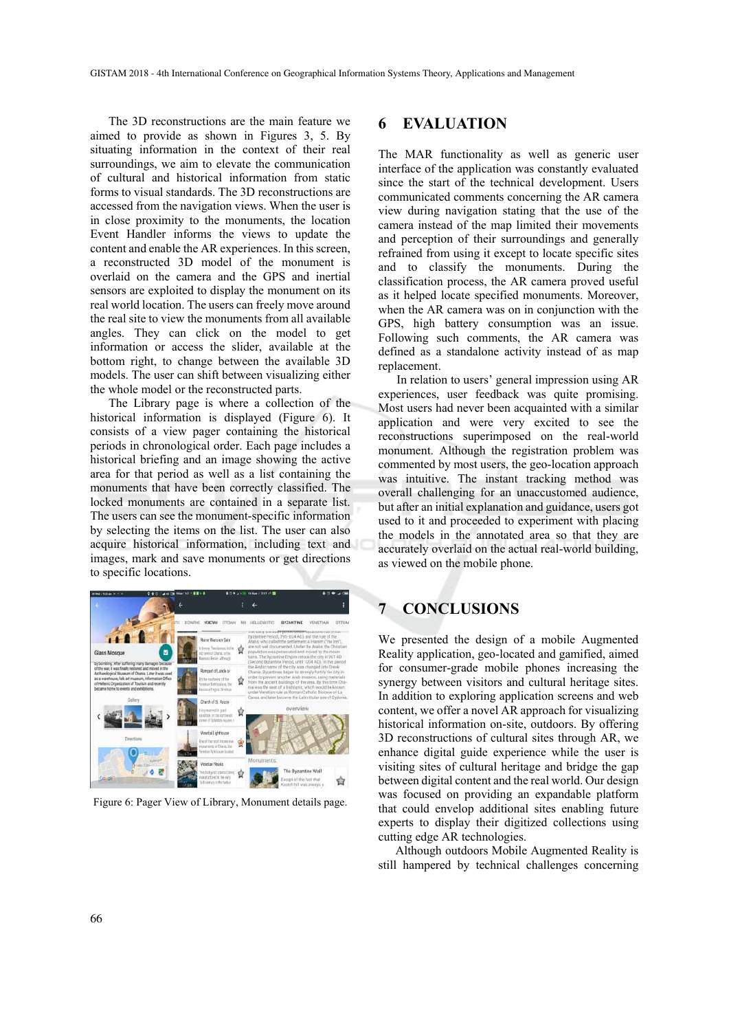The 3D reconstructions are the main feature we aimed to provide as shown in Figures 3, 5. By situating information in the context of their real surroundings, we aim to elevate the communication of cultural and historical information from static forms to visual standards. The 3D reconstructions are accessed from the navigation views. When the user is in close proximity to the monuments, the location Event Handler informs the views to update the content and enable the AR experiences. In this screen, a reconstructed 3D model of the monument is overlaid on the camera and the GPS and inertial sensors are exploited to display the monument on its real world location. The users can freely move around the real site to view the monuments from all available angles. They can click on the model to get information or access the slider, available at the bottom right, to change between the available 3D models. The user can shift between visualizing either the whole model or the reconstructed parts.

The Library page is where a collection of the historical information is displayed (Figure 6). It consists of a view pager containing the historical periods in chronological order. Each page includes a historical briefing and an image showing the active area for that period as well as a list containing the monuments that have been correctly classified. The locked monuments are contained in a separate list. The users can see the monument-specific information by selecting the items on the list. The user can also acquire historical information, including text and images, mark and save monuments or get directions to specific locations.

Figure 6: Pager View of Library, Monument details page.

## 6 EVALUATION

The MAR functionality as well as generic user interface of the application was constantly evaluated since the start of the technical development. Users communicated comments concerning the AR camera view during navigation stating that the use of the camera instead of the map limited their movements and perception of their surroundings and generally refrained from using it except to locate specific sites and to classify the monuments. During the classification process, the AR camera proved useful as it helped locate specified monuments. Moreover, when the AR camera was on in conjunction with the GPS, high battery consumption was an issue. Following such comments, the AR camera was defined as a standalone activity instead of as map replacement.

In relation to users' general impression using AR experiences, user feedback was quite promising. Most users had never been acquainted with a similar application and were very excited to see the reconstructions superimposed on the real-world monument. Although the registration problem was commented by most users, the geo-location approach was intuitive. The instant tracking method was overall challenging for an unaccustomed audience, but after an initial explanation and guidance, users got used to it and proceeded to experiment with placing the models in the annotated area so that they are accurately overlaid on the actual real-world building, as viewed on the mobile phone.

## 7 CONCLUSIONS

We presented the design of a mobile Augmented Reality application, geo-located and gamified, aimed for consumer-grade mobile phones increasing the synergy between visitors and cultural heritage sites. In addition to exploring application screens and web content, we offer a novel AR approach for visualizing historical information on-site, outdoors. By offering 3D reconstructions of cultural sites through AR, we enhance digital guide experience while the user is visiting sites of cultural heritage and bridge the gap between digital content and the real world. Our design was focused on providing an expandable platform that could envelop additional sites enabling future experts to display their digitized collections using cutting edge AR technologies.

Although outdoors Mobile Augmented Reality is still hampered by technical challenges concerning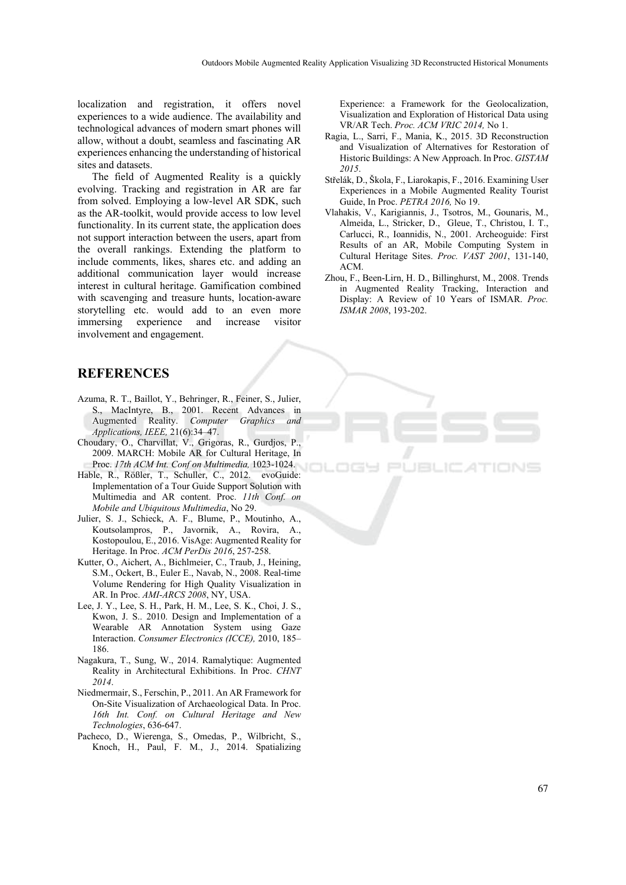localization and registration, it offers novel experiences to a wide audience. The availability and technological advances of modern smart phones will allow, without a doubt, seamless and fascinating AR experiences enhancing the understanding of historical sites and datasets.

The field of Augmented Reality is a quickly evolving. Tracking and registration in AR are far from solved. Employing a low-level AR SDK, such as the AR-toolkit, would provide access to low level functionality. In its current state, the application does not support interaction between the users, apart from the overall rankings. Extending the platform to include comments, likes, shares etc. and adding an additional communication layer would increase interest in cultural heritage. Gamification combined with scavenging and treasure hunts, location-aware storytelling etc. would add to an even more immersing experience and increase visitor involvement and engagement.

## REFERENCES

Azuma, R. T., Baillot, Y., Behringer, R., Feiner, S., Julier, S., MacIntyre, B., 2001. Recent Advances in Augmented Reality. *Computer Graphics and Applications, IEEE,* 21(6):34–47.

Choudary, O., Charvillat, V., Grigoras, R., Gurdjos, P., 2009. MARCH: Mobile AR for Cultural Heritage, In Proc. *17th ACM Int. Conf on Multimedia,* 1023-1024.

Hable, R., Rößler, T., Schuller, C., 2012. evoGuide: Implementation of a Tour Guide Support Solution with Multimedia and AR content. Proc. *11th Conf. on Mobile and Ubiquitous Multimedia*, No 29.

Julier, S. J., Schieck, A. F., Blume, P., Moutinho, A., Koutsolampros, P., Javornik, A., Rovira, A., Kostopoulou, E., 2016. VisAge: Augmented Reality for Heritage. In Proc. *ACM PerDis 2016*, 257-258.

Kutter, O., Aichert, A., Bichlmeier, C., Traub, J., Heining, S.M., Ockert, B., Euler E., Navab, N., 2008. Real-time Volume Rendering for High Quality Visualization in AR. In Proc. *AMI-ARCS 2008*, NY, USA.

Lee, J. Y., Lee, S. H., Park, H. M., Lee, S. K., Choi, J. S., Kwon, J. S.. 2010. Design and Implementation of a Wearable AR Annotation System using Gaze Interaction. *Consumer Electronics (ICCE),* 2010, 185–186.

Nagakura, T., Sung, W., 2014. Ramalytique: Augmented Reality in Architectural Exhibitions. In Proc. *CHNT 2014*.

Niedmermair, S., Ferschin, P., 2011. An AR Framework for On-Site Visualization of Archaeological Data. In Proc. *16th Int. Conf. on Cultural Heritage and New Technologies*, 636-647.

Pacheco, D., Wierenga, S., Omedas, P., Wilbricht, S., Knoch, H., Paul, F. M., J., 2014. Spatializing Experience: a Framework for the Geolocalization, Visualization and Exploration of Historical Data using VR/AR Tech. *Proc. ACM VRIC 2014,* No 1.

Ragia, L., Sarri, F., Mania, K., 2015. 3D Reconstruction and Visualization of Alternatives for Restoration of Historic Buildings: A New Approach. In Proc. *GISTAM 2015*.

Střelák, D., Škola, F., Liarokapis, F., 2016. Examining User Experiences in a Mobile Augmented Reality Tourist Guide, In Proc. *PETRA 2016,* No 19.

Vlahakis, V., Karigiannis, J., Tsotros, M., Gounaris, M., Almeida, L., Stricker, D., Gleue, T., Christou, I. T., Carlucci, R., Ioannidis, N., 2001. Archeoguide: First Results of an AR, Mobile Computing System in Cultural Heritage Sites. *Proc. VAST 2001*, 131-140, ACM.

Zhou, F., Been-Lirn, H. D., Billinghurst, M., 2008. Trends in Augmented Reality Tracking, Interaction and Display: A Review of 10 Years of ISMAR. *Proc. ISMAR 2008*, 193-202.